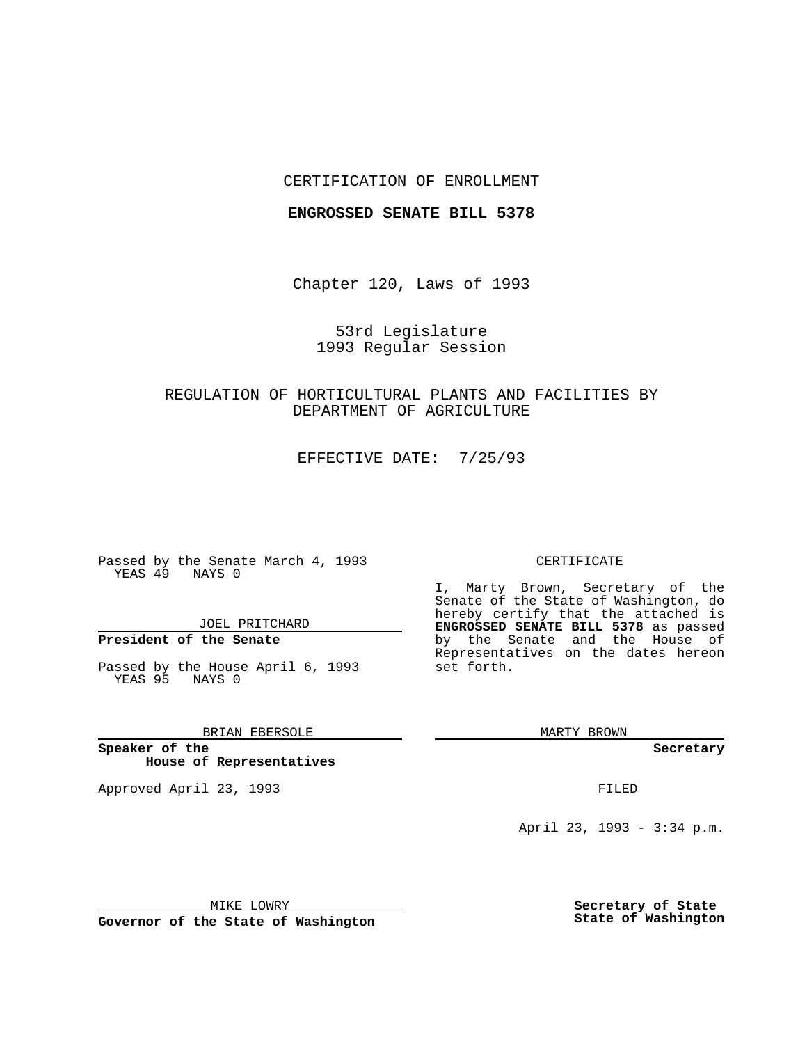CERTIFICATION OF ENROLLMENT

**ENGROSSED SENATE BILL 5378**

Chapter 120, Laws of 1993

53rd Legislature
1993 Regular Session

REGULATION OF HORTICULTURAL PLANTS AND FACILITIES BY DEPARTMENT OF AGRICULTURE

EFFECTIVE DATE: 7/25/93

Passed by the Senate March 4, 1993
YEAS 49 NAYS 0

JOEL PRITCHARD

**President of the Senate**

Passed by the House April 6, 1993
YEAS 95 NAYS 0

BRIAN EBERSOLE

**Speaker of the House of Representatives**

Approved April 23, 1993

MIKE LOWRY

**Governor of the State of Washington**

CERTIFICATE

I, Marty Brown, Secretary of the Senate of the State of Washington, do hereby certify that the attached is **ENGROSSED SENATE BILL 5378** as passed by the Senate and the House of Representatives on the dates hereon set forth.

MARTY BROWN

**Secretary**

FILED

April 23, 1993 - 3:34 p.m.

**Secretary of State**
**State of Washington**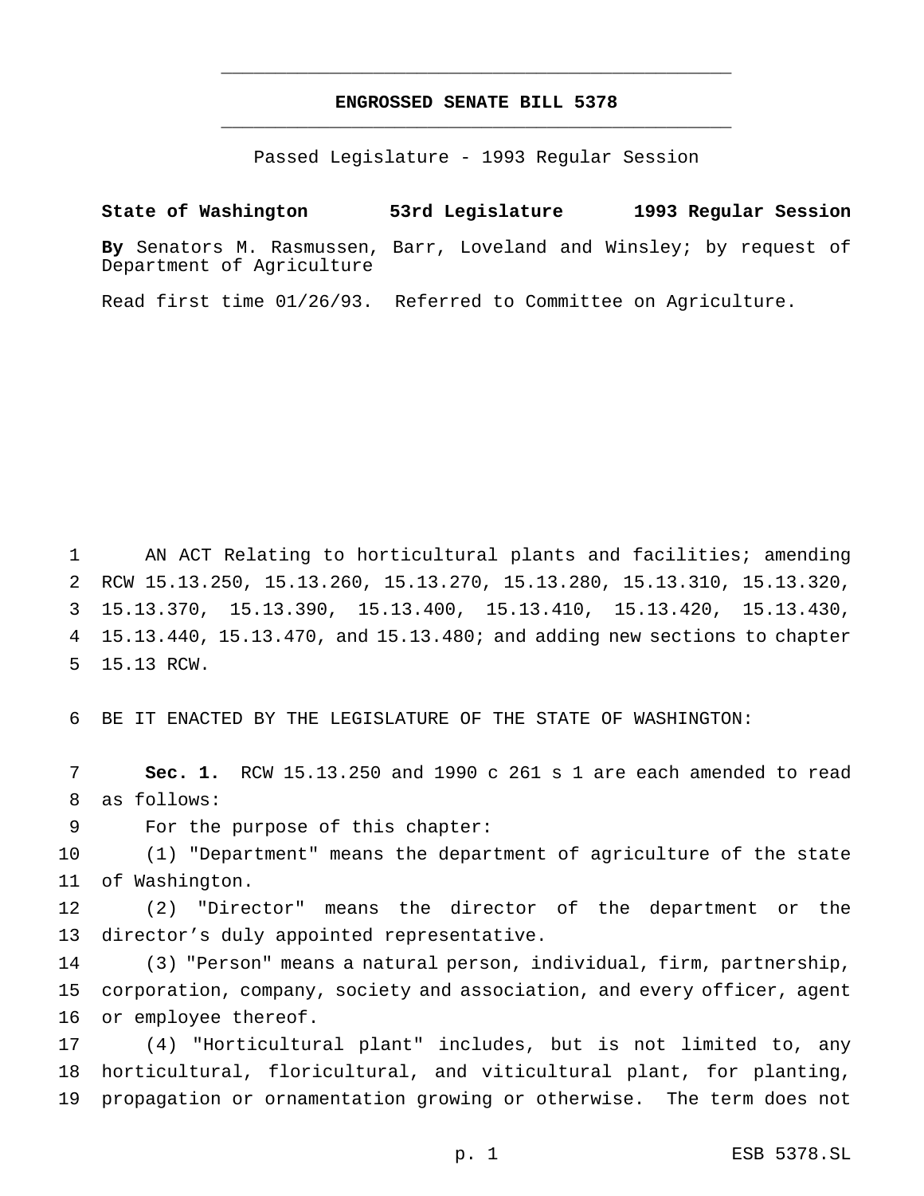# ENGROSSED SENATE BILL 5378

Passed Legislature - 1993 Regular Session

**State of Washington 53rd Legislature 1993 Regular Session**

**By** Senators M. Rasmussen, Barr, Loveland and Winsley; by request of Department of Agriculture

Read first time 01/26/93. Referred to Committee on Agriculture.

AN ACT Relating to horticultural plants and facilities; amending RCW 15.13.250, 15.13.260, 15.13.270, 15.13.280, 15.13.310, 15.13.320, 15.13.370, 15.13.390, 15.13.400, 15.13.410, 15.13.420, 15.13.430, 15.13.440, 15.13.470, and 15.13.480; and adding new sections to chapter 15.13 RCW.

BE IT ENACTED BY THE LEGISLATURE OF THE STATE OF WASHINGTON:

**Sec. 1.** RCW 15.13.250 and 1990 c 261 s 1 are each amended to read as follows:

For the purpose of this chapter:

(1) "Department" means the department of agriculture of the state of Washington.

(2) "Director" means the director of the department or the director's duly appointed representative.

(3) "Person" means a natural person, individual, firm, partnership, corporation, company, society and association, and every officer, agent or employee thereof.

(4) "Horticultural plant" includes, but is not limited to, any horticultural, floricultural, and viticultural plant, for planting, propagation or ornamentation growing or otherwise. The term does not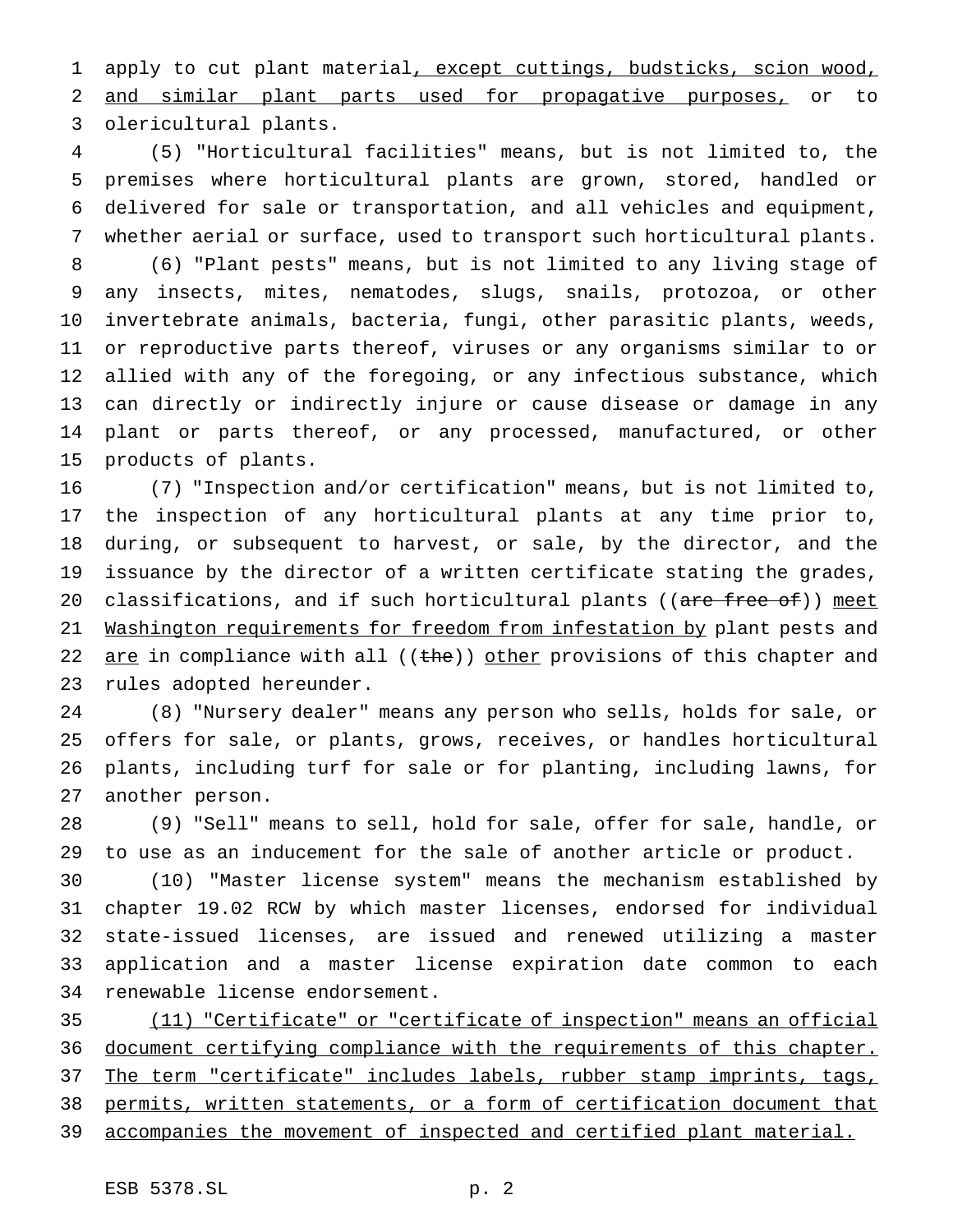apply to cut plant material, except cuttings, budsticks, scion wood, and similar plant parts used for propagative purposes, or to olericultural plants.

(5) "Horticultural facilities" means, but is not limited to, the premises where horticultural plants are grown, stored, handled or delivered for sale or transportation, and all vehicles and equipment, whether aerial or surface, used to transport such horticultural plants.

(6) "Plant pests" means, but is not limited to any living stage of any insects, mites, nematodes, slugs, snails, protozoa, or other invertebrate animals, bacteria, fungi, other parasitic plants, weeds, or reproductive parts thereof, viruses or any organisms similar to or allied with any of the foregoing, or any infectious substance, which can directly or indirectly injure or cause disease or damage in any plant or parts thereof, or any processed, manufactured, or other products of plants.

(7) "Inspection and/or certification" means, but is not limited to, the inspection of any horticultural plants at any time prior to, during, or subsequent to harvest, or sale, by the director, and the issuance by the director of a written certificate stating the grades, classifications, and if such horticultural plants ((~~are free of~~)) meet Washington requirements for freedom from infestation by plant pests and are in compliance with all ((~~the~~)) other provisions of this chapter and rules adopted hereunder.

(8) "Nursery dealer" means any person who sells, holds for sale, or offers for sale, or plants, grows, receives, or handles horticultural plants, including turf for sale or for planting, including lawns, for another person.

(9) "Sell" means to sell, hold for sale, offer for sale, handle, or to use as an inducement for the sale of another article or product.

(10) "Master license system" means the mechanism established by chapter 19.02 RCW by which master licenses, endorsed for individual state-issued licenses, are issued and renewed utilizing a master application and a master license expiration date common to each renewable license endorsement.

(11) "Certificate" or "certificate of inspection" means an official document certifying compliance with the requirements of this chapter. The term "certificate" includes labels, rubber stamp imprints, tags, permits, written statements, or a form of certification document that accompanies the movement of inspected and certified plant material.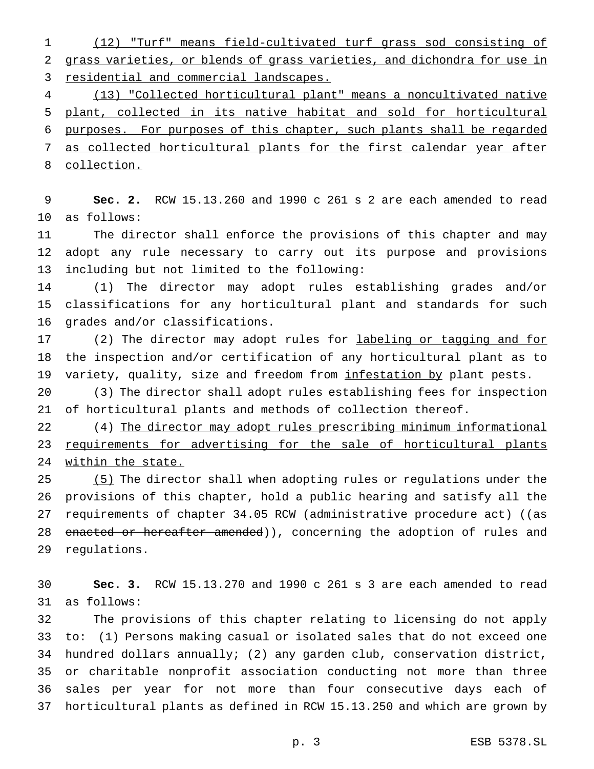(12) "Turf" means field-cultivated turf grass sod consisting of grass varieties, or blends of grass varieties, and dichondra for use in residential and commercial landscapes.

(13) "Collected horticultural plant" means a noncultivated native plant, collected in its native habitat and sold for horticultural purposes. For purposes of this chapter, such plants shall be regarded as collected horticultural plants for the first calendar year after collection.

**Sec. 2.** RCW 15.13.260 and 1990 c 261 s 2 are each amended to read as follows:

The director shall enforce the provisions of this chapter and may adopt any rule necessary to carry out its purpose and provisions including but not limited to the following:

(1) The director may adopt rules establishing grades and/or classifications for any horticultural plant and standards for such grades and/or classifications.

(2) The director may adopt rules for labeling or tagging and for the inspection and/or certification of any horticultural plant as to variety, quality, size and freedom from infestation by plant pests.

(3) The director shall adopt rules establishing fees for inspection of horticultural plants and methods of collection thereof.

(4) The director may adopt rules prescribing minimum informational requirements for advertising for the sale of horticultural plants within the state.

(5) The director shall when adopting rules or regulations under the provisions of this chapter, hold a public hearing and satisfy all the requirements of chapter 34.05 RCW (administrative procedure act) ((~~as enacted or hereafter amended~~)), concerning the adoption of rules and regulations.

**Sec. 3.** RCW 15.13.270 and 1990 c 261 s 3 are each amended to read as follows:

The provisions of this chapter relating to licensing do not apply to: (1) Persons making casual or isolated sales that do not exceed one hundred dollars annually; (2) any garden club, conservation district, or charitable nonprofit association conducting not more than three sales per year for not more than four consecutive days each of horticultural plants as defined in RCW 15.13.250 and which are grown by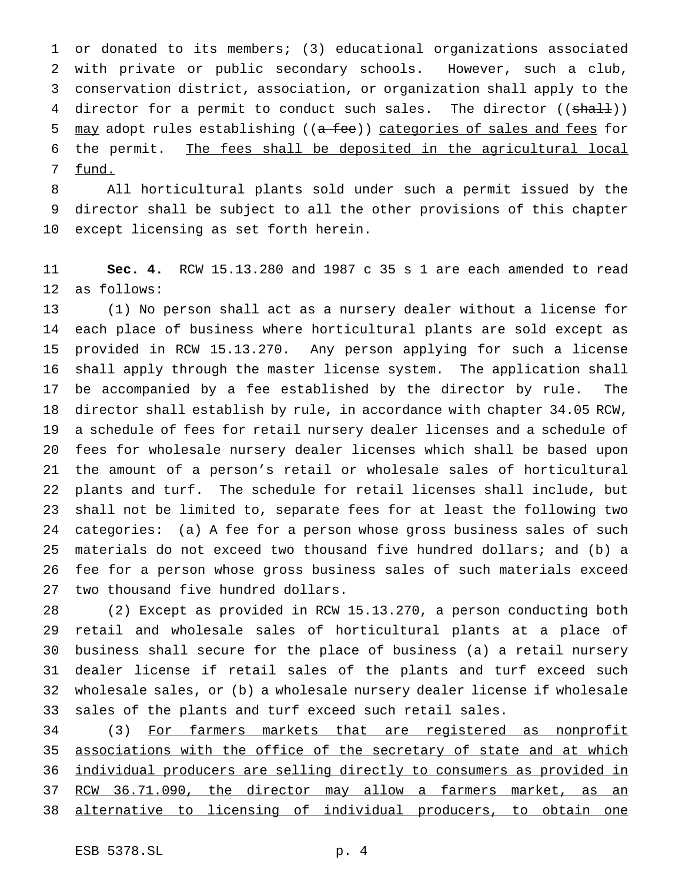or donated to its members; (3) educational organizations associated with private or public secondary schools. However, such a club, conservation district, association, or organization shall apply to the director for a permit to conduct such sales. The director ((~~shall~~)) <u>may</u> adopt rules establishing ((~~a fee~~)) <u>categories of sales and fees</u> for the permit. <u>The fees shall be deposited in the agricultural local fund.</u>

All horticultural plants sold under such a permit issued by the director shall be subject to all the other provisions of this chapter except licensing as set forth herein.

**Sec. 4.** RCW 15.13.280 and 1987 c 35 s 1 are each amended to read as follows:

(1) No person shall act as a nursery dealer without a license for each place of business where horticultural plants are sold except as provided in RCW 15.13.270. Any person applying for such a license shall apply through the master license system. The application shall be accompanied by a fee established by the director by rule. The director shall establish by rule, in accordance with chapter 34.05 RCW, a schedule of fees for retail nursery dealer licenses and a schedule of fees for wholesale nursery dealer licenses which shall be based upon the amount of a person's retail or wholesale sales of horticultural plants and turf. The schedule for retail licenses shall include, but shall not be limited to, separate fees for at least the following two categories: (a) A fee for a person whose gross business sales of such materials do not exceed two thousand five hundred dollars; and (b) a fee for a person whose gross business sales of such materials exceed two thousand five hundred dollars.

(2) Except as provided in RCW 15.13.270, a person conducting both retail and wholesale sales of horticultural plants at a place of business shall secure for the place of business (a) a retail nursery dealer license if retail sales of the plants and turf exceed such wholesale sales, or (b) a wholesale nursery dealer license if wholesale sales of the plants and turf exceed such retail sales.

(3) <u>For farmers markets that are registered as nonprofit associations with the office of the secretary of state and at which individual producers are selling directly to consumers as provided in RCW 36.71.090, the director may allow a farmers market, as an alternative to licensing of individual producers, to obtain one</u>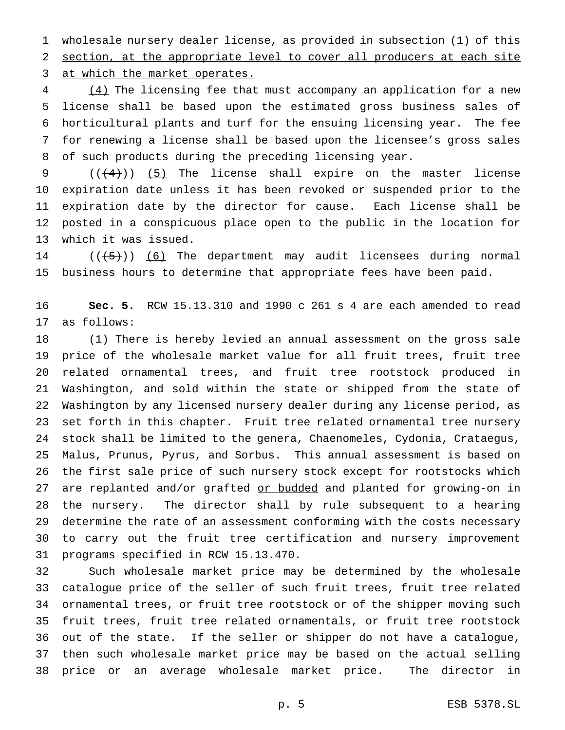wholesale nursery dealer license, as provided in subsection (1) of this section, at the appropriate level to cover all producers at each site at which the market operates.

(4) The licensing fee that must accompany an application for a new license shall be based upon the estimated gross business sales of horticultural plants and turf for the ensuing licensing year. The fee for renewing a license shall be based upon the licensee's gross sales of such products during the preceding licensing year.

(((4))) (5) The license shall expire on the master license expiration date unless it has been revoked or suspended prior to the expiration date by the director for cause. Each license shall be posted in a conspicuous place open to the public in the location for which it was issued.

(((5))) (6) The department may audit licensees during normal business hours to determine that appropriate fees have been paid.

**Sec. 5.** RCW 15.13.310 and 1990 c 261 s 4 are each amended to read as follows:

(1) There is hereby levied an annual assessment on the gross sale price of the wholesale market value for all fruit trees, fruit tree related ornamental trees, and fruit tree rootstock produced in Washington, and sold within the state or shipped from the state of Washington by any licensed nursery dealer during any license period, as set forth in this chapter. Fruit tree related ornamental tree nursery stock shall be limited to the genera, Chaenomeles, Cydonia, Crataegus, Malus, Prunus, Pyrus, and Sorbus. This annual assessment is based on the first sale price of such nursery stock except for rootstocks which are replanted and/or grafted or budded and planted for growing-on in the nursery. The director shall by rule subsequent to a hearing determine the rate of an assessment conforming with the costs necessary to carry out the fruit tree certification and nursery improvement programs specified in RCW 15.13.470.

Such wholesale market price may be determined by the wholesale catalogue price of the seller of such fruit trees, fruit tree related ornamental trees, or fruit tree rootstock or of the shipper moving such fruit trees, fruit tree related ornamentals, or fruit tree rootstock out of the state. If the seller or shipper do not have a catalogue, then such wholesale market price may be based on the actual selling price or an average wholesale market price. The director in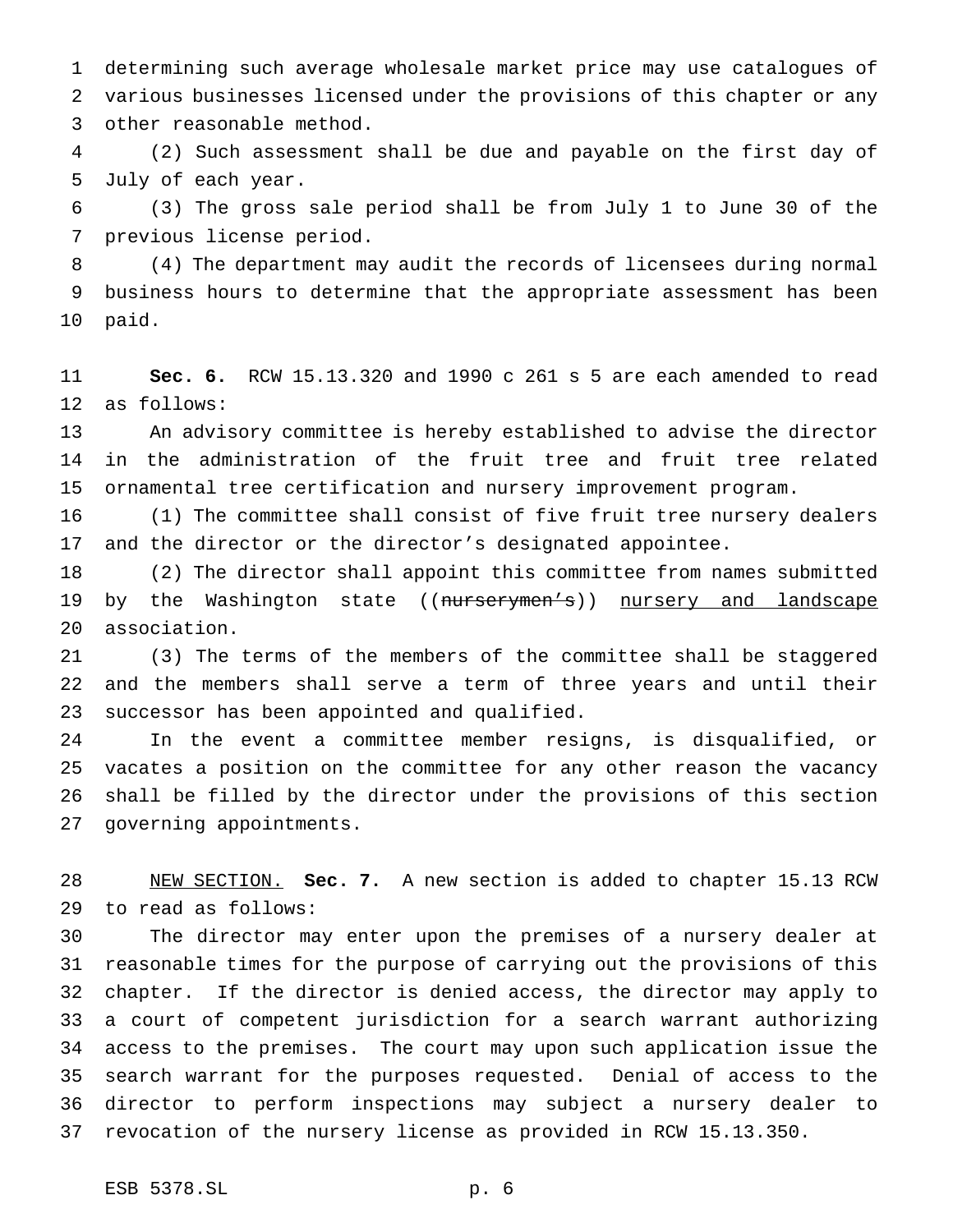determining such average wholesale market price may use catalogues of various businesses licensed under the provisions of this chapter or any other reasonable method.

(2) Such assessment shall be due and payable on the first day of July of each year.

(3) The gross sale period shall be from July 1 to June 30 of the previous license period.

(4) The department may audit the records of licensees during normal business hours to determine that the appropriate assessment has been paid.

**Sec. 6.** RCW 15.13.320 and 1990 c 261 s 5 are each amended to read as follows:

An advisory committee is hereby established to advise the director in the administration of the fruit tree and fruit tree related ornamental tree certification and nursery improvement program.

(1) The committee shall consist of five fruit tree nursery dealers and the director or the director's designated appointee.

(2) The director shall appoint this committee from names submitted by the Washington state ((~~nurserymen's~~)) <u>nursery and landscape</u> association.

(3) The terms of the members of the committee shall be staggered and the members shall serve a term of three years and until their successor has been appointed and qualified.

In the event a committee member resigns, is disqualified, or vacates a position on the committee for any other reason the vacancy shall be filled by the director under the provisions of this section governing appointments.

<u>NEW SECTION.</u> **Sec. 7.** A new section is added to chapter 15.13 RCW to read as follows:

The director may enter upon the premises of a nursery dealer at reasonable times for the purpose of carrying out the provisions of this chapter. If the director is denied access, the director may apply to a court of competent jurisdiction for a search warrant authorizing access to the premises. The court may upon such application issue the search warrant for the purposes requested. Denial of access to the director to perform inspections may subject a nursery dealer to revocation of the nursery license as provided in RCW 15.13.350.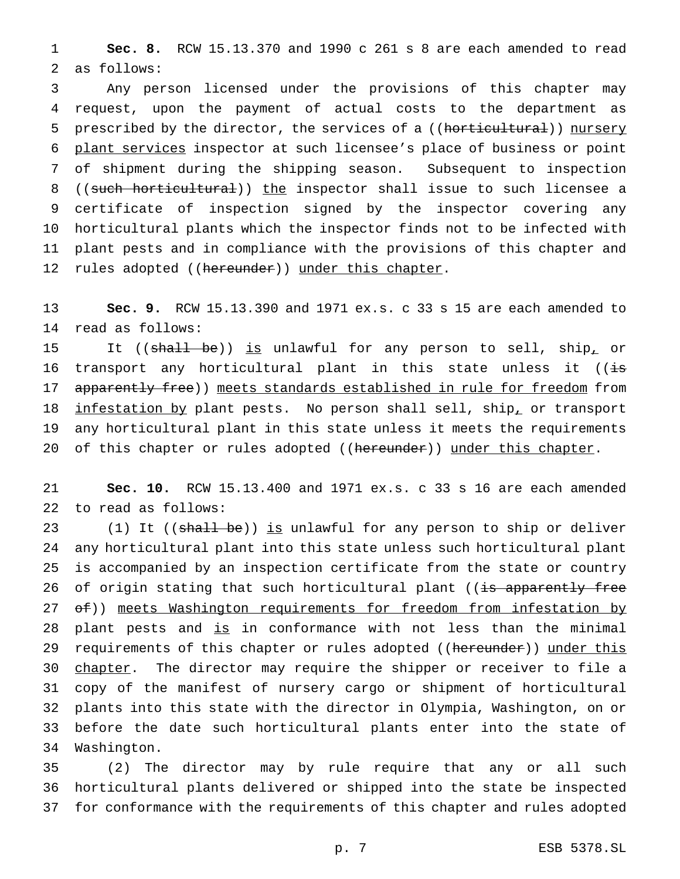**Sec. 8.** RCW 15.13.370 and 1990 c 261 s 8 are each amended to read as follows:

Any person licensed under the provisions of this chapter may request, upon the payment of actual costs to the department as prescribed by the director, the services of a ((~~horticultural~~)) <u>nursery plant services</u> inspector at such licensee's place of business or point of shipment during the shipping season. Subsequent to inspection ((~~such horticultural~~)) <u>the</u> inspector shall issue to such licensee a certificate of inspection signed by the inspector covering any horticultural plants which the inspector finds not to be infected with plant pests and in compliance with the provisions of this chapter and rules adopted ((~~hereunder~~)) <u>under this chapter</u>.

**Sec. 9.** RCW 15.13.390 and 1971 ex.s. c 33 s 15 are each amended to read as follows:

It ((~~shall be~~)) <u>is</u> unlawful for any person to sell, ship<u>,</u> or transport any horticultural plant in this state unless it ((~~is apparently free~~)) <u>meets standards established in rule for freedom</u> from <u>infestation by</u> plant pests. No person shall sell, ship<u>,</u> or transport any horticultural plant in this state unless it meets the requirements of this chapter or rules adopted ((~~hereunder~~)) <u>under this chapter</u>.

**Sec. 10.** RCW 15.13.400 and 1971 ex.s. c 33 s 16 are each amended to read as follows:

(1) It ((~~shall be~~)) <u>is</u> unlawful for any person to ship or deliver any horticultural plant into this state unless such horticultural plant is accompanied by an inspection certificate from the state or country of origin stating that such horticultural plant ((~~is apparently free of~~)) <u>meets Washington requirements for freedom from infestation by</u> plant pests and <u>is</u> in conformance with not less than the minimal requirements of this chapter or rules adopted ((~~hereunder~~)) <u>under this chapter</u>. The director may require the shipper or receiver to file a copy of the manifest of nursery cargo or shipment of horticultural plants into this state with the director in Olympia, Washington, on or before the date such horticultural plants enter into the state of Washington.

(2) The director may by rule require that any or all such horticultural plants delivered or shipped into the state be inspected for conformance with the requirements of this chapter and rules adopted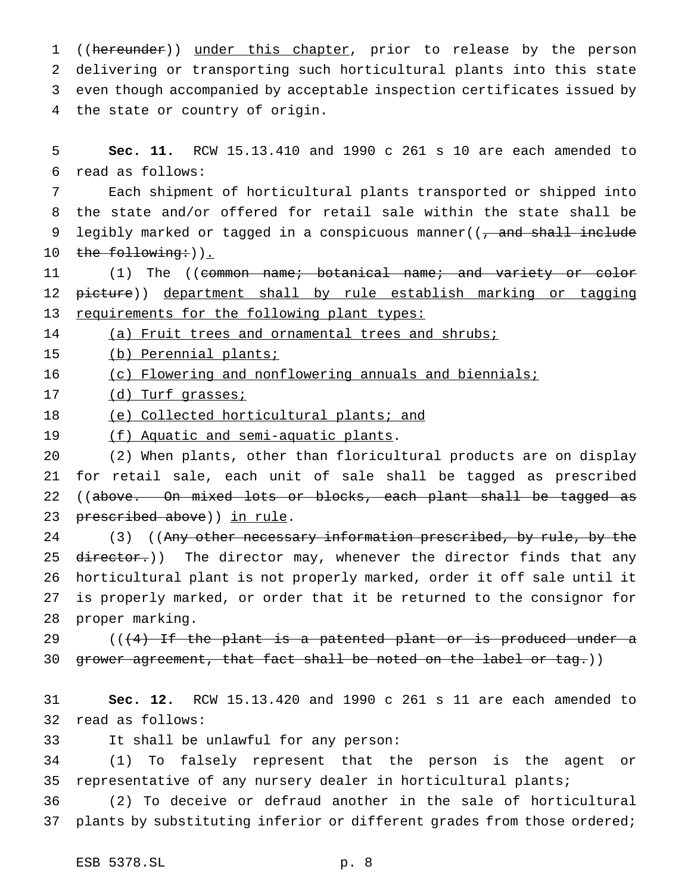((~~hereunder~~)) <u>under this chapter</u>, prior to release by the person delivering or transporting such horticultural plants into this state even though accompanied by acceptable inspection certificates issued by the state or country of origin.

**Sec. 11.** RCW 15.13.410 and 1990 c 261 s 10 are each amended to read as follows:

Each shipment of horticultural plants transported or shipped into the state and/or offered for retail sale within the state shall be legibly marked or tagged in a conspicuous manner((~~, and shall include the following:~~))<u>.</u>

(1) The ((~~common name; botanical name; and variety or color picture~~)) <u>department shall by rule establish marking or tagging requirements for the following plant types:</u>

<u>(a) Fruit trees and ornamental trees and shrubs;</u>

<u>(b) Perennial plants;</u>

<u>(c) Flowering and nonflowering annuals and biennials;</u>

<u>(d) Turf grasses;</u>

<u>(e) Collected horticultural plants; and</u>

<u>(f) Aquatic and semi-aquatic plants</u>.

(2) When plants, other than floricultural products are on display for retail sale, each unit of sale shall be tagged as prescribed ((~~above. On mixed lots or blocks, each plant shall be tagged as prescribed above~~)) <u>in rule</u>.

(3) ((~~Any other necessary information prescribed, by rule, by the director.~~)) The director may, whenever the director finds that any horticultural plant is not properly marked, order it off sale until it is properly marked, or order that it be returned to the consignor for proper marking.

((~~(4) If the plant is a patented plant or is produced under a grower agreement, that fact shall be noted on the label or tag.~~))

**Sec. 12.** RCW 15.13.420 and 1990 c 261 s 11 are each amended to read as follows:

It shall be unlawful for any person:

(1) To falsely represent that the person is the agent or representative of any nursery dealer in horticultural plants;

(2) To deceive or defraud another in the sale of horticultural plants by substituting inferior or different grades from those ordered;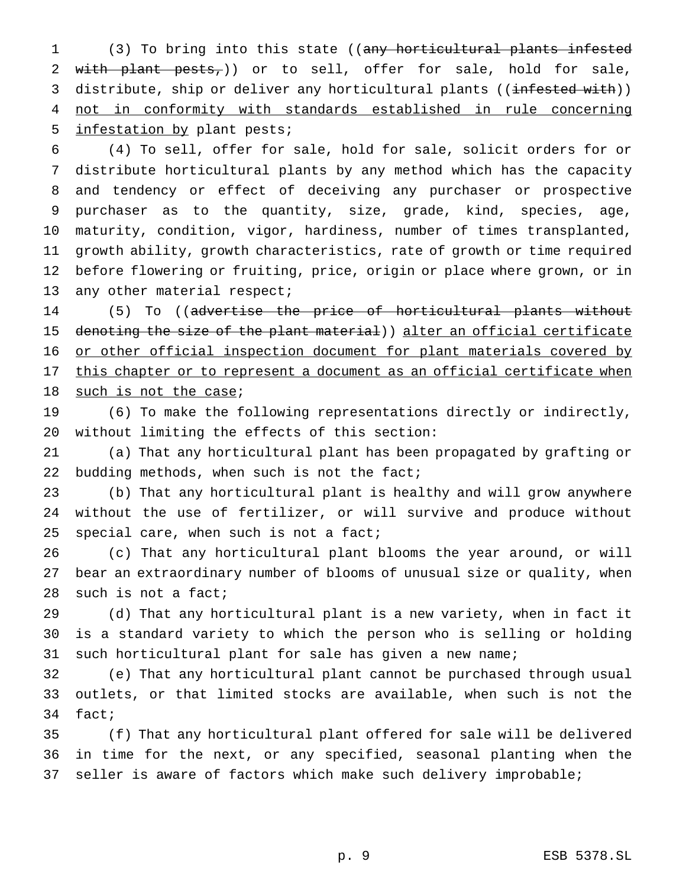(3) To bring into this state ((~~any horticultural plants infested with plant pests,~~)) or to sell, offer for sale, hold for sale, distribute, ship or deliver any horticultural plants ((~~infested with~~)) <u>not in conformity with standards established in rule concerning infestation by</u> plant pests;

(4) To sell, offer for sale, hold for sale, solicit orders for or distribute horticultural plants by any method which has the capacity and tendency or effect of deceiving any purchaser or prospective purchaser as to the quantity, size, grade, kind, species, age, maturity, condition, vigor, hardiness, number of times transplanted, growth ability, growth characteristics, rate of growth or time required before flowering or fruiting, price, origin or place where grown, or in any other material respect;

(5) To ((~~advertise the price of horticultural plants without denoting the size of the plant material~~)) <u>alter an official certificate or other official inspection document for plant materials covered by this chapter or to represent a document as an official certificate when such is not the case</u>;

(6) To make the following representations directly or indirectly, without limiting the effects of this section:

(a) That any horticultural plant has been propagated by grafting or budding methods, when such is not the fact;

(b) That any horticultural plant is healthy and will grow anywhere without the use of fertilizer, or will survive and produce without special care, when such is not a fact;

(c) That any horticultural plant blooms the year around, or will bear an extraordinary number of blooms of unusual size or quality, when such is not a fact;

(d) That any horticultural plant is a new variety, when in fact it is a standard variety to which the person who is selling or holding such horticultural plant for sale has given a new name;

(e) That any horticultural plant cannot be purchased through usual outlets, or that limited stocks are available, when such is not the fact;

(f) That any horticultural plant offered for sale will be delivered in time for the next, or any specified, seasonal planting when the seller is aware of factors which make such delivery improbable;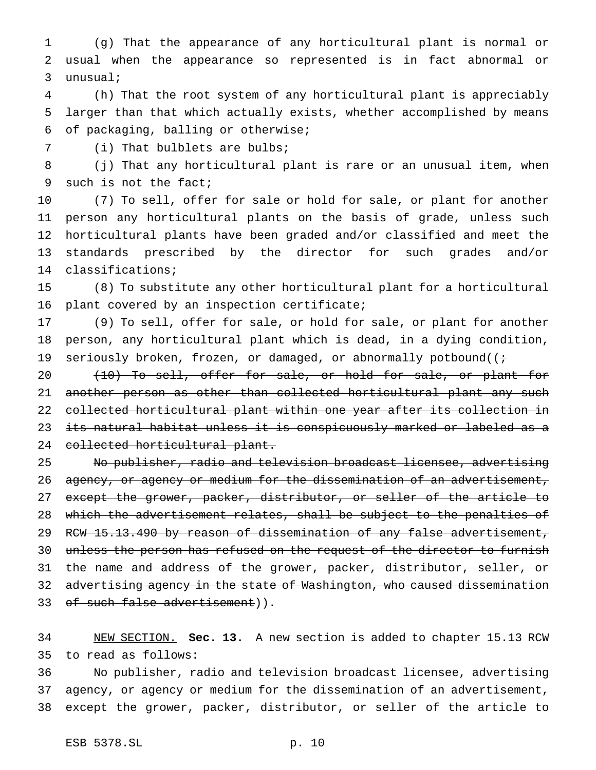(g) That the appearance of any horticultural plant is normal or usual when the appearance so represented is in fact abnormal or unusual;

(h) That the root system of any horticultural plant is appreciably larger than that which actually exists, whether accomplished by means of packaging, balling or otherwise;

(i) That bulblets are bulbs;

(j) That any horticultural plant is rare or an unusual item, when such is not the fact;

(7) To sell, offer for sale or hold for sale, or plant for another person any horticultural plants on the basis of grade, unless such horticultural plants have been graded and/or classified and meet the standards prescribed by the director for such grades and/or classifications;

(8) To substitute any other horticultural plant for a horticultural plant covered by an inspection certificate;

(9) To sell, offer for sale, or hold for sale, or plant for another person, any horticultural plant which is dead, in a dying condition, seriously broken, frozen, or damaged, or abnormally potbound((~~;~~

~~(10) To sell, offer for sale, or hold for sale, or plant for another person as other than collected horticultural plant any such collected horticultural plant within one year after its collection in its natural habitat unless it is conspicuously marked or labeled as a collected horticultural plant.~~

~~No publisher, radio and television broadcast licensee, advertising agency, or agency or medium for the dissemination of an advertisement, except the grower, packer, distributor, or seller of the article to which the advertisement relates, shall be subject to the penalties of RCW 15.13.490 by reason of dissemination of any false advertisement, unless the person has refused on the request of the director to furnish the name and address of the grower, packer, distributor, seller, or advertising agency in the state of Washington, who caused dissemination of such false advertisement~~)).

NEW SECTION. **Sec. 13.** A new section is added to chapter 15.13 RCW to read as follows:

No publisher, radio and television broadcast licensee, advertising agency, or agency or medium for the dissemination of an advertisement, except the grower, packer, distributor, or seller of the article to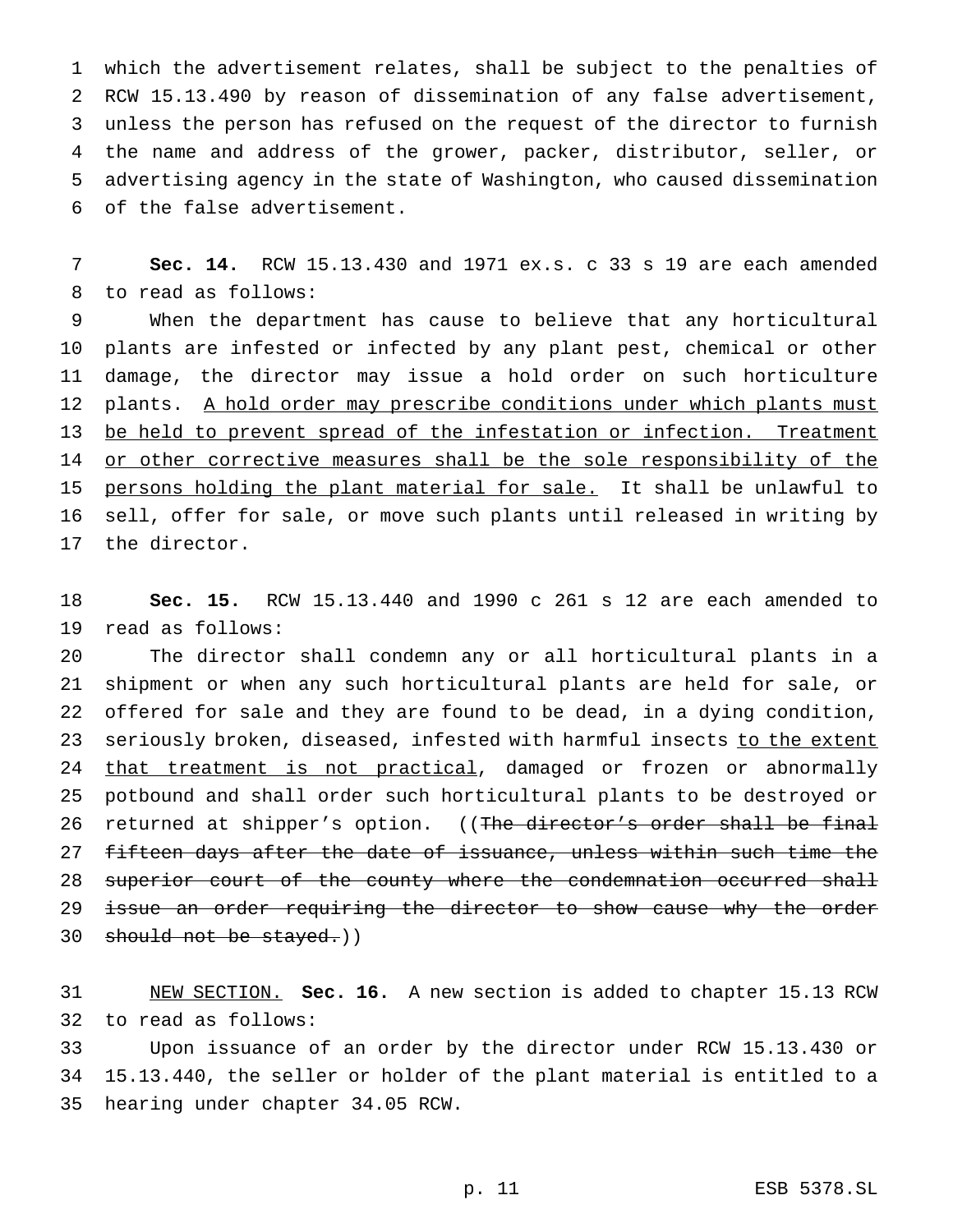which the advertisement relates, shall be subject to the penalties of RCW 15.13.490 by reason of dissemination of any false advertisement, unless the person has refused on the request of the director to furnish the name and address of the grower, packer, distributor, seller, or advertising agency in the state of Washington, who caused dissemination of the false advertisement.

**Sec. 14.** RCW 15.13.430 and 1971 ex.s. c 33 s 19 are each amended to read as follows:

When the department has cause to believe that any horticultural plants are infested or infected by any plant pest, chemical or other damage, the director may issue a hold order on such horticulture plants. <u>A hold order may prescribe conditions under which plants must be held to prevent spread of the infestation or infection. Treatment or other corrective measures shall be the sole responsibility of the persons holding the plant material for sale.</u> It shall be unlawful to sell, offer for sale, or move such plants until released in writing by the director.

**Sec. 15.** RCW 15.13.440 and 1990 c 261 s 12 are each amended to read as follows:

The director shall condemn any or all horticultural plants in a shipment or when any such horticultural plants are held for sale, or offered for sale and they are found to be dead, in a dying condition, seriously broken, diseased, infested with harmful insects <u>to the extent that treatment is not practical</u>, damaged or frozen or abnormally potbound and shall order such horticultural plants to be destroyed or returned at shipper's option. ((~~The director's order shall be final fifteen days after the date of issuance, unless within such time the superior court of the county where the condemnation occurred shall issue an order requiring the director to show cause why the order should not be stayed.~~))

<u>NEW SECTION.</u> **Sec. 16.** A new section is added to chapter 15.13 RCW to read as follows:

Upon issuance of an order by the director under RCW 15.13.430 or 15.13.440, the seller or holder of the plant material is entitled to a hearing under chapter 34.05 RCW.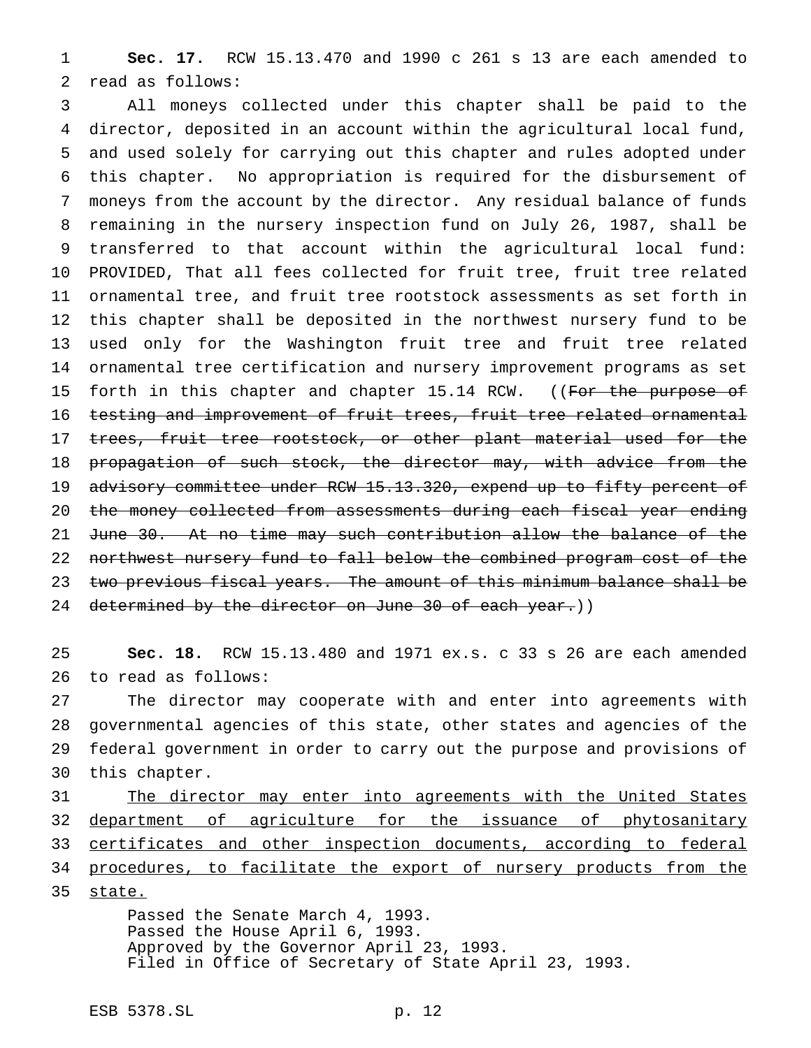**Sec. 17.** RCW 15.13.470 and 1990 c 261 s 13 are each amended to read as follows:

All moneys collected under this chapter shall be paid to the director, deposited in an account within the agricultural local fund, and used solely for carrying out this chapter and rules adopted under this chapter. No appropriation is required for the disbursement of moneys from the account by the director. Any residual balance of funds remaining in the nursery inspection fund on July 26, 1987, shall be transferred to that account within the agricultural local fund: PROVIDED, That all fees collected for fruit tree, fruit tree related ornamental tree, and fruit tree rootstock assessments as set forth in this chapter shall be deposited in the northwest nursery fund to be used only for the Washington fruit tree and fruit tree related ornamental tree certification and nursery improvement programs as set forth in this chapter and chapter 15.14 RCW. ((~~For the purpose of testing and improvement of fruit trees, fruit tree related ornamental trees, fruit tree rootstock, or other plant material used for the propagation of such stock, the director may, with advice from the advisory committee under RCW 15.13.320, expend up to fifty percent of the money collected from assessments during each fiscal year ending June 30. At no time may such contribution allow the balance of the northwest nursery fund to fall below the combined program cost of the two previous fiscal years. The amount of this minimum balance shall be determined by the director on June 30 of each year.~~))

**Sec. 18.** RCW 15.13.480 and 1971 ex.s. c 33 s 26 are each amended to read as follows:

The director may cooperate with and enter into agreements with governmental agencies of this state, other states and agencies of the federal government in order to carry out the purpose and provisions of this chapter.

<u>The director may enter into agreements with the United States department of agriculture for the issuance of phytosanitary certificates and other inspection documents, according to federal procedures, to facilitate the export of nursery products from the state.</u>

Passed the Senate March 4, 1993.
Passed the House April 6, 1993.
Approved by the Governor April 23, 1993.
Filed in Office of Secretary of State April 23, 1993.